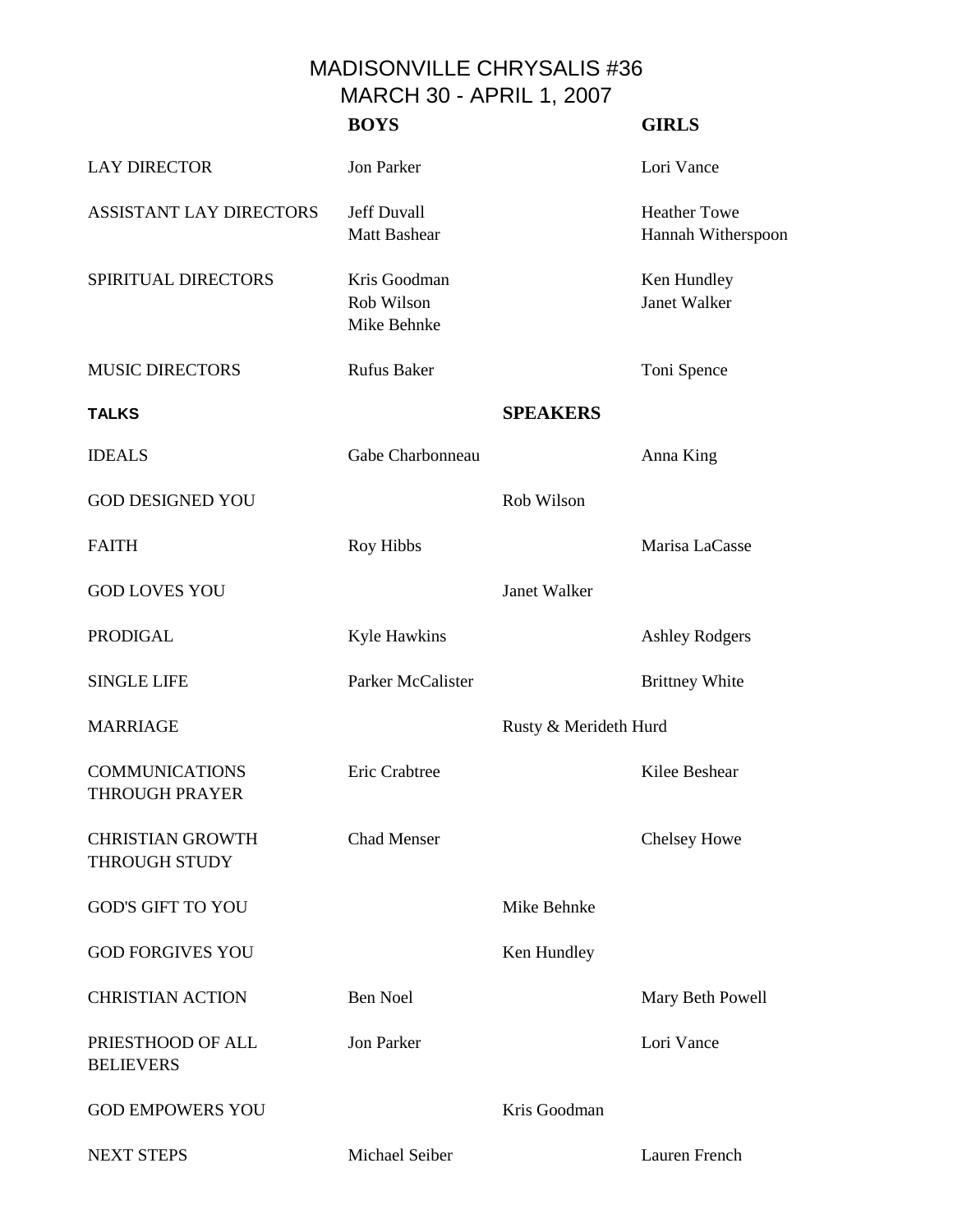# MADISONVILLE CHRYSALIS #36

## MARCH 30 - APRIL 1, 2007

| | BOYS | | GIRLS |
|---|---|---|---|
| LAY DIRECTOR | Jon Parker | | Lori Vance |
| ASSISTANT LAY DIRECTORS | Jeff Duvall<br>Matt Bashear | | Heather Towe<br>Hannah Witherspoon |
| SPIRITUAL DIRECTORS | Kris Goodman<br>Rob Wilson<br>Mike Behnke | | Ken Hundley<br>Janet Walker |
| MUSIC DIRECTORS | Rufus Baker | | Toni Spence |
| **TALKS** | | **SPEAKERS** | |
| IDEALS | Gabe Charbonneau | | Anna King |
| GOD DESIGNED YOU | | Rob Wilson | |
| FAITH | Roy Hibbs | | Marisa LaCasse |
| GOD LOVES YOU | | Janet Walker | |
| PRODIGAL | Kyle Hawkins | | Ashley Rodgers |
| SINGLE LIFE | Parker McCalister | | Brittney White |
| MARRIAGE | | Rusty & Merideth Hurd | |
| COMMUNICATIONS THROUGH PRAYER | Eric Crabtree | | Kilee Beshear |
| CHRISTIAN GROWTH THROUGH STUDY | Chad Menser | | Chelsey Howe |
| GOD'S GIFT TO YOU | | Mike Behnke | |
| GOD FORGIVES YOU | | Ken Hundley | |
| CHRISTIAN ACTION | Ben Noel | | Mary Beth Powell |
| PRIESTHOOD OF ALL BELIEVERS | Jon Parker | | Lori Vance |
| GOD EMPOWERS YOU | | Kris Goodman | |
| NEXT STEPS | Michael Seiber | | Lauren French |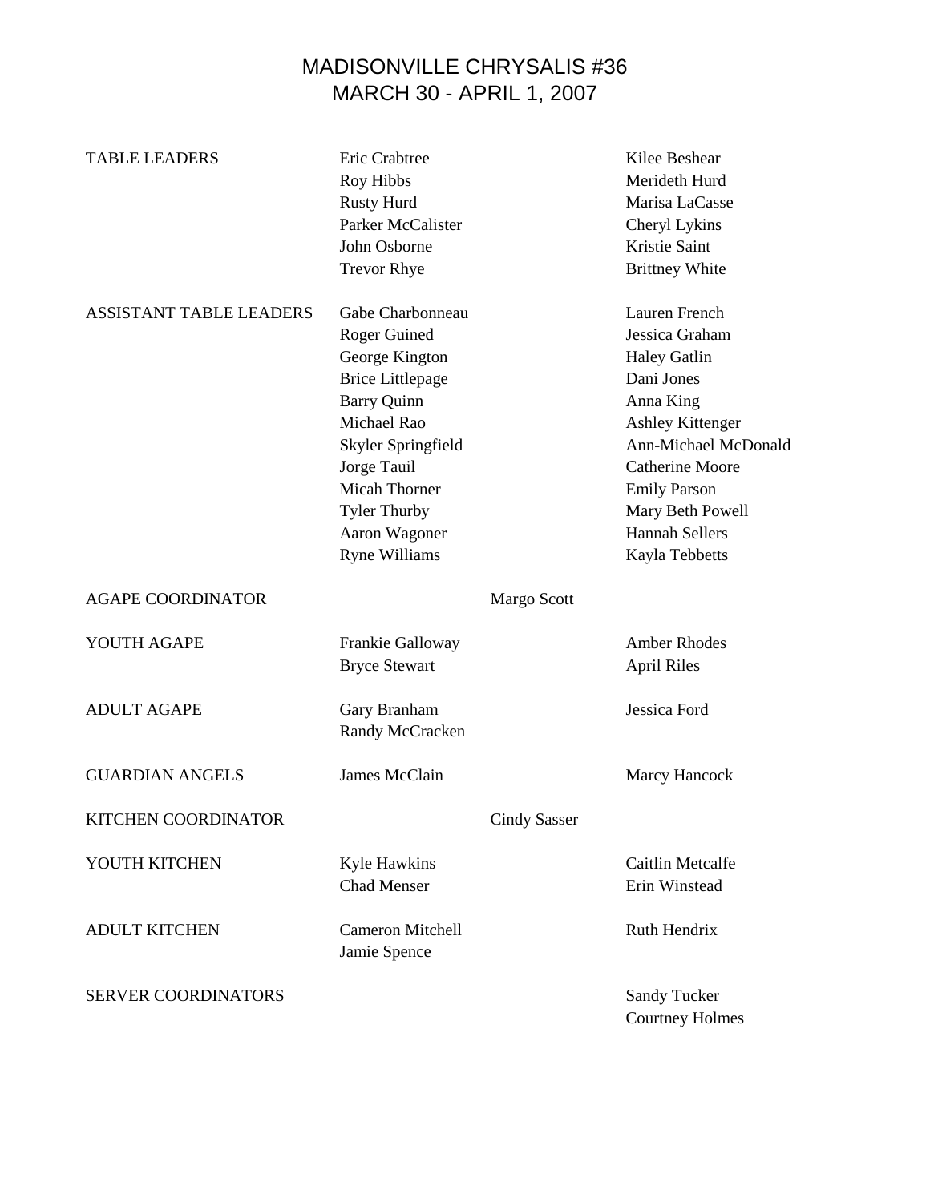# MADISONVILLE CHRYSALIS #36
## MARCH 30 - APRIL 1, 2007

| | | | |
|---|---|---|---|
| TABLE LEADERS | Eric Crabtree | | Kilee Beshear |
| | Roy Hibbs | | Merideth Hurd |
| | Rusty Hurd | | Marisa LaCasse |
| | Parker McCalister | | Cheryl Lykins |
| | John Osborne | | Kristie Saint |
| | Trevor Rhye | | Brittney White |
| ASSISTANT TABLE LEADERS | Gabe Charbonneau | | Lauren French |
| | Roger Guined | | Jessica Graham |
| | George Kington | | Haley Gatlin |
| | Brice Littlepage | | Dani Jones |
| | Barry Quinn | | Anna King |
| | Michael Rao | | Ashley Kittenger |
| | Skyler Springfield | | Ann-Michael McDonald |
| | Jorge Tauil | | Catherine Moore |
| | Micah Thorner | | Emily Parson |
| | Tyler Thurby | | Mary Beth Powell |
| | Aaron Wagoner | | Hannah Sellers |
| | Ryne Williams | | Kayla Tebbetts |
| AGAPE COORDINATOR | | Margo Scott | |
| YOUTH AGAPE | Frankie Galloway | | Amber Rhodes |
| | Bryce Stewart | | April Riles |
| ADULT AGAPE | Gary Branham | | Jessica Ford |
| | Randy McCracken | | |
| GUARDIAN ANGELS | James McClain | | Marcy Hancock |
| KITCHEN COORDINATOR | | Cindy Sasser | |
| YOUTH KITCHEN | Kyle Hawkins | | Caitlin Metcalfe |
| | Chad Menser | | Erin Winstead |
| ADULT KITCHEN | Cameron Mitchell | | Ruth Hendrix |
| | Jamie Spence | | |
| SERVER COORDINATORS | | | Sandy Tucker |
| | | | Courtney Holmes |